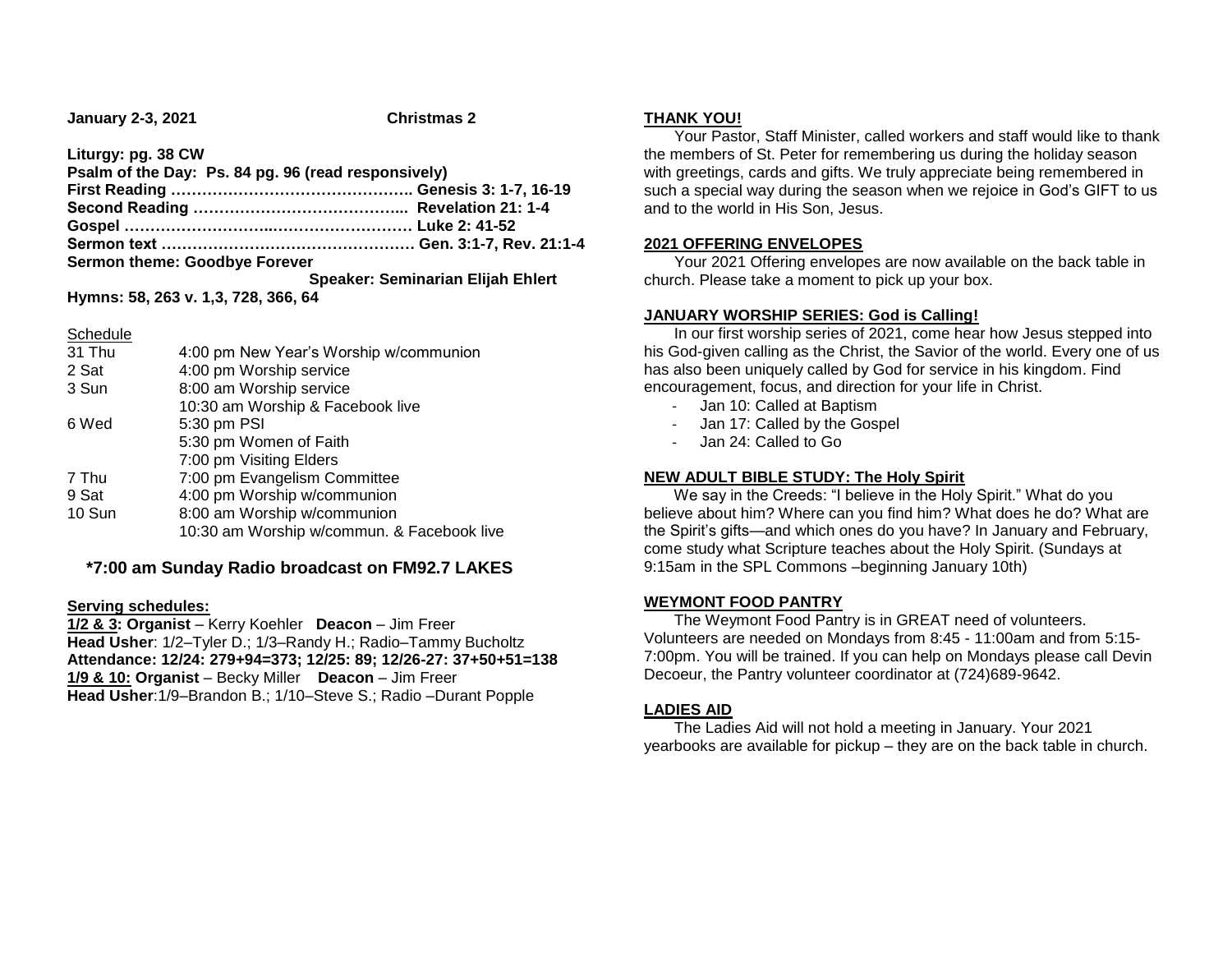**January 2-3, 2021** **Christmas 2**

**Liturgy: pg. 38 CW**
**Psalm of the Day: Ps. 84 pg. 96 (read responsively)**
**First Reading ……………………………………….. Genesis 3: 1-7, 16-19**
**Second Reading …………………………………... Revelation 21: 1-4**
**Gospel ……………………..……………………… Luke 2: 41-52**
**Sermon text …………………………………………. Gen. 3:1-7, Rev. 21:1-4**
**Sermon theme: Goodbye Forever**
**Speaker: Seminarian Elijah Ehlert**
**Hymns: 58, 263 v. 1,3, 728, 366, 64**

Schedule

| | |
|---|---|
| 31 Thu | 4:00 pm New Year's Worship w/communion |
| 2 Sat | 4:00 pm Worship service |
| 3 Sun | 8:00 am Worship service |
| | 10:30 am Worship & Facebook live |
| 6 Wed | 5:30 pm PSI |
| | 5:30 pm Women of Faith |
| | 7:00 pm Visiting Elders |
| 7 Thu | 7:00 pm Evangelism Committee |
| 9 Sat | 4:00 pm Worship w/communion |
| 10 Sun | 8:00 am Worship w/communion |
| | 10:30 am Worship w/commun. & Facebook live |

**\*7:00 am Sunday Radio broadcast on FM92.7 LAKES**

**Serving schedules:**
**1/2 & 3: Organist** – Kerry Koehler **Deacon** – Jim Freer
**Head Usher**: 1/2–Tyler D.; 1/3–Randy H.; Radio–Tammy Bucholtz
**Attendance: 12/24: 279+94=373; 12/25: 89; 12/26-27: 37+50+51=138**
**1/9 & 10: Organist** – Becky Miller **Deacon** – Jim Freer
**Head Usher**:1/9–Brandon B.; 1/10–Steve S.; Radio –Durant Popple

**THANK YOU!**

Your Pastor, Staff Minister, called workers and staff would like to thank the members of St. Peter for remembering us during the holiday season with greetings, cards and gifts. We truly appreciate being remembered in such a special way during the season when we rejoice in God's GIFT to us and to the world in His Son, Jesus.

**2021 OFFERING ENVELOPES**

Your 2021 Offering envelopes are now available on the back table in church. Please take a moment to pick up your box.

**JANUARY WORSHIP SERIES: God is Calling!**

In our first worship series of 2021, come hear how Jesus stepped into his God-given calling as the Christ, the Savior of the world. Every one of us has also been uniquely called by God for service in his kingdom. Find encouragement, focus, and direction for your life in Christ.

- Jan 10: Called at Baptism
- Jan 17: Called by the Gospel
- Jan 24: Called to Go

**NEW ADULT BIBLE STUDY: The Holy Spirit**

We say in the Creeds: "I believe in the Holy Spirit." What do you believe about him? Where can you find him? What does he do? What are the Spirit's gifts—and which ones do you have? In January and February, come study what Scripture teaches about the Holy Spirit. (Sundays at 9:15am in the SPL Commons –beginning January 10th)

**WEYMONT FOOD PANTRY**

The Weymont Food Pantry is in GREAT need of volunteers. Volunteers are needed on Mondays from 8:45 - 11:00am and from 5:15-7:00pm. You will be trained. If you can help on Mondays please call Devin Decoeur, the Pantry volunteer coordinator at (724)689-9642.

**LADIES AID**

The Ladies Aid will not hold a meeting in January. Your 2021 yearbooks are available for pickup – they are on the back table in church.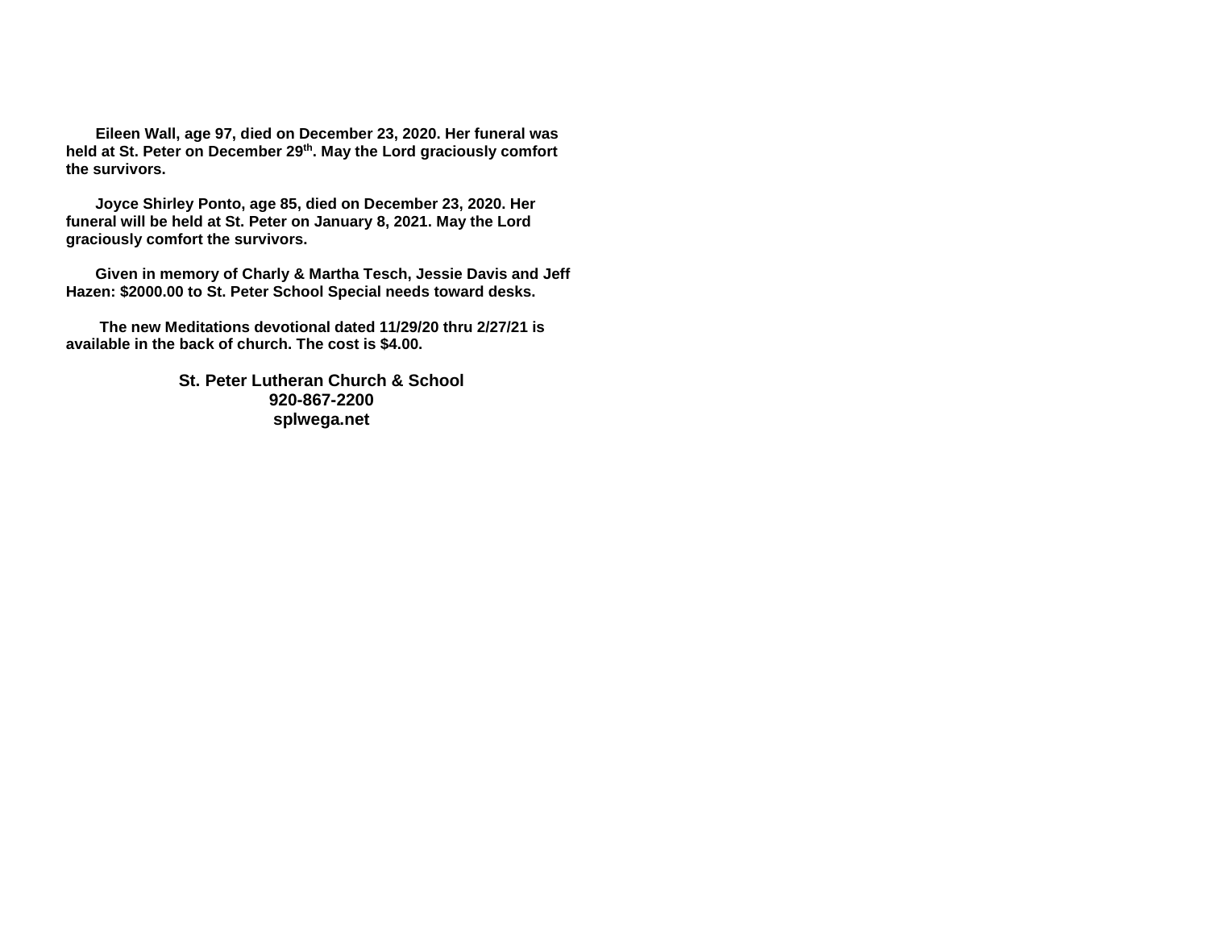**Eileen Wall, age 97, died on December 23, 2020. Her funeral was held at St. Peter on December 29th. May the Lord graciously comfort the survivors.**

**Joyce Shirley Ponto, age 85, died on December 23, 2020. Her funeral will be held at St. Peter on January 8, 2021. May the Lord graciously comfort the survivors.**

**Given in memory of Charly & Martha Tesch, Jessie Davis and Jeff Hazen: $2000.00 to St. Peter School Special needs toward desks.**

**The new Meditations devotional dated 11/29/20 thru 2/27/21 is available in the back of church. The cost is $4.00.**

**St. Peter Lutheran Church & School**
**920-867-2200**
**splwega.net**